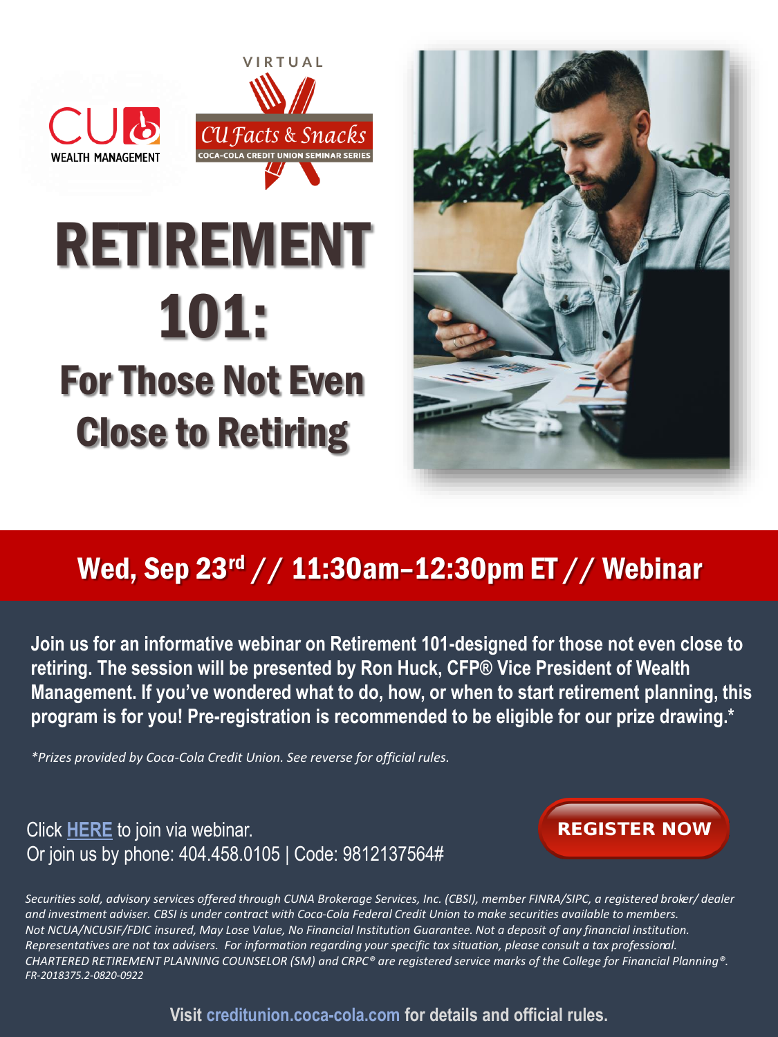CU WEALTH MANAGEMENT

VIRTUAL

CU Facts & Snacks

COCA-COLA CREDIT UNION SEMINAR SERIES

# RETIREMENT 101:

## For Those Not Even Close to Retiring

**Wed, Sep 23rd // 11:30am–12:30pm ET // Webinar**

**Join us for an informative webinar on Retirement 101-designed for those not even close to retiring. The session will be presented by Ron Huck, CFP® Vice President of Wealth Management. If you've wondered what to do, how, or when to start retirement planning, this program is for you! Pre-registration is recommended to be eligible for our prize drawing.***

*\*Prizes provided by Coca-Cola Credit Union. See reverse for official rules.*

Click **HERE** to join via webinar.
Or join us by phone: 404.458.0105 | Code: 9812137564#

**REGISTER NOW**

*Securities sold, advisory services offered through CUNA Brokerage Services, Inc. (CBSI), member FINRA/SIPC, a registered broker/ dealer and investment adviser. CBSI is under contract with Coca-Cola Federal Credit Union to make securities available to members. Not NCUA/NCUSIF/FDIC insured, May Lose Value, No Financial Institution Guarantee. Not a deposit of any financial institution. Representatives are not tax advisers. For information regarding your specific tax situation, please consult a tax professional. CHARTERED RETIREMENT PLANNING COUNSELOR (SM) and CRPC® are registered service marks of the College for Financial Planning®. FR-2018375.2-0820-0922*

**Visit creditunion.coca-cola.com for details and official rules.**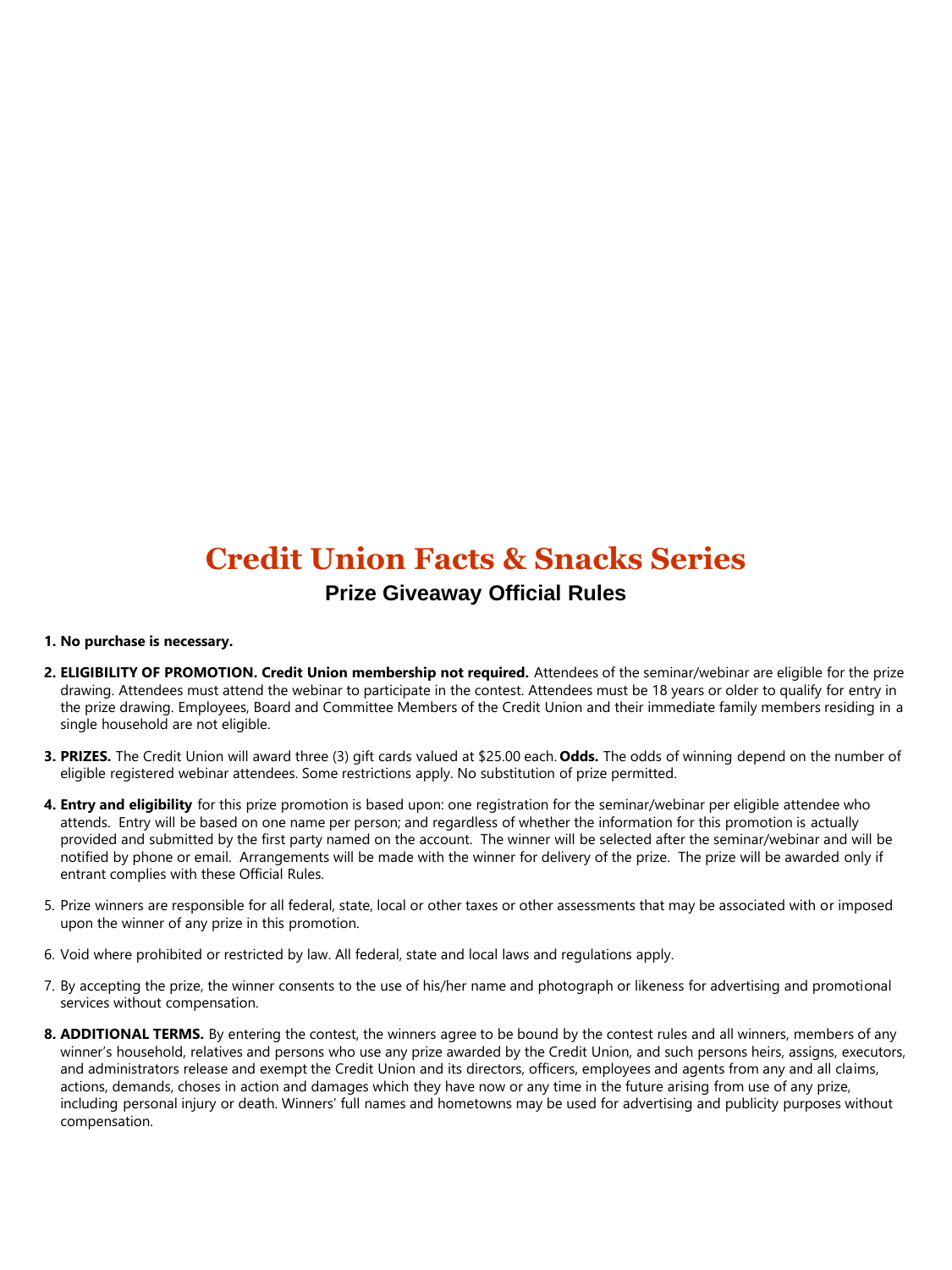# Credit Union Facts & Snacks Series

## Prize Giveaway Official Rules

1. **No purchase is necessary.**

2. **ELIGIBILITY OF PROMOTION. Credit Union membership not required.** Attendees of the seminar/webinar are eligible for the prize drawing. Attendees must attend the webinar to participate in the contest. Attendees must be 18 years or older to qualify for entry in the prize drawing. Employees, Board and Committee Members of the Credit Union and their immediate family members residing in a single household are not eligible.

3. **PRIZES.** The Credit Union will award three (3) gift cards valued at $25.00 each. **Odds.** The odds of winning depend on the number of eligible registered webinar attendees. Some restrictions apply. No substitution of prize permitted.

4. **Entry and eligibility** for this prize promotion is based upon: one registration for the seminar/webinar per eligible attendee who attends. Entry will be based on one name per person; and regardless of whether the information for this promotion is actually provided and submitted by the first party named on the account. The winner will be selected after the seminar/webinar and will be notified by phone or email. Arrangements will be made with the winner for delivery of the prize. The prize will be awarded only if entrant complies with these Official Rules.

5. Prize winners are responsible for all federal, state, local or other taxes or other assessments that may be associated with or imposed upon the winner of any prize in this promotion.

6. Void where prohibited or restricted by law. All federal, state and local laws and regulations apply.

7. By accepting the prize, the winner consents to the use of his/her name and photograph or likeness for advertising and promotional services without compensation.

8. **ADDITIONAL TERMS.** By entering the contest, the winners agree to be bound by the contest rules and all winners, members of any winner's household, relatives and persons who use any prize awarded by the Credit Union, and such persons heirs, assigns, executors, and administrators release and exempt the Credit Union and its directors, officers, employees and agents from any and all claims, actions, demands, choses in action and damages which they have now or any time in the future arising from use of any prize, including personal injury or death. Winners' full names and hometowns may be used for advertising and publicity purposes without compensation.